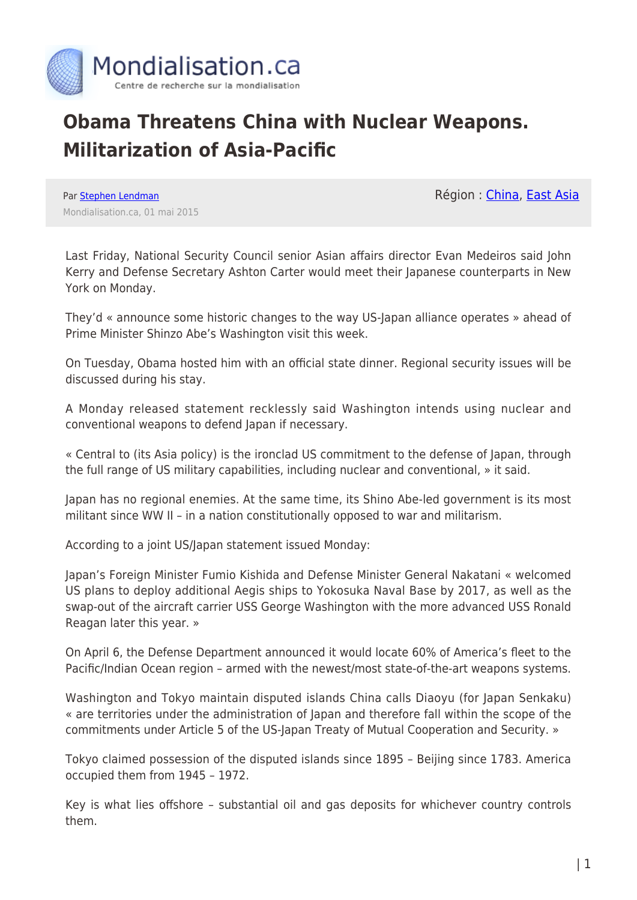# Obama Threatens China with Nuclear Weapons. Militarization of Asia-Pacific

Par Stephen Lendman
Mondialisation.ca, 01 mai 2015

Région : China, East Asia

Last Friday, National Security Council senior Asian affairs director Evan Medeiros said John Kerry and Defense Secretary Ashton Carter would meet their Japanese counterparts in New York on Monday.

They'd « announce some historic changes to the way US-Japan alliance operates » ahead of Prime Minister Shinzo Abe's Washington visit this week.

On Tuesday, Obama hosted him with an official state dinner. Regional security issues will be discussed during his stay.

A Monday released statement recklessly said Washington intends using nuclear and conventional weapons to defend Japan if necessary.

« Central to (its Asia policy) is the ironclad US commitment to the defense of Japan, through the full range of US military capabilities, including nuclear and conventional, » it said.

Japan has no regional enemies. At the same time, its Shino Abe-led government is its most militant since WW II – in a nation constitutionally opposed to war and militarism.

According to a joint US/Japan statement issued Monday:

Japan's Foreign Minister Fumio Kishida and Defense Minister General Nakatani « welcomed US plans to deploy additional Aegis ships to Yokosuka Naval Base by 2017, as well as the swap-out of the aircraft carrier USS George Washington with the more advanced USS Ronald Reagan later this year. »

On April 6, the Defense Department announced it would locate 60% of America's fleet to the Pacific/Indian Ocean region – armed with the newest/most state-of-the-art weapons systems.

Washington and Tokyo maintain disputed islands China calls Diaoyu (for Japan Senkaku) « are territories under the administration of Japan and therefore fall within the scope of the commitments under Article 5 of the US-Japan Treaty of Mutual Cooperation and Security. »

Tokyo claimed possession of the disputed islands since 1895 – Beijing since 1783. America occupied them from 1945 – 1972.

Key is what lies offshore – substantial oil and gas deposits for whichever country controls them.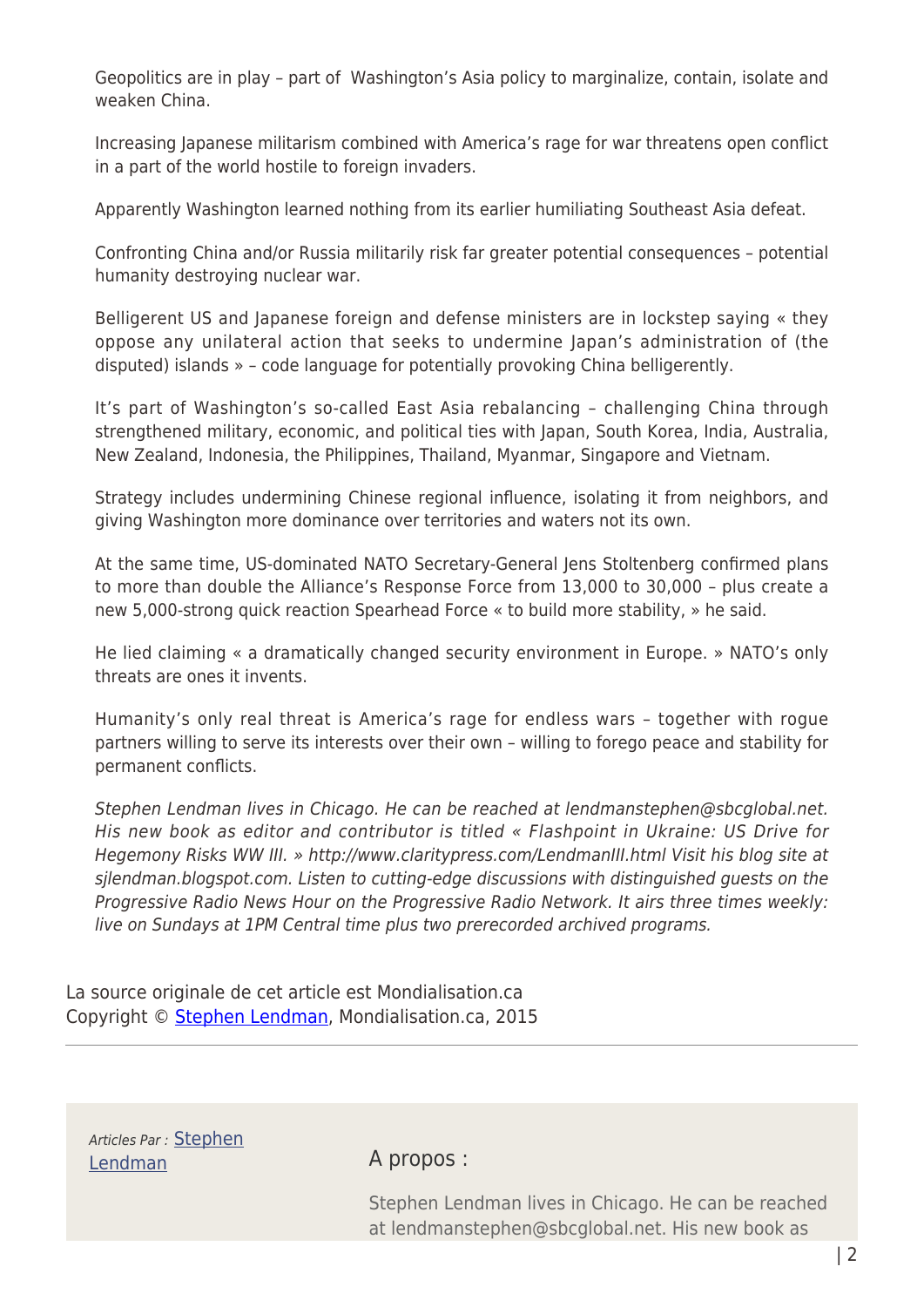Geopolitics are in play – part of Washington's Asia policy to marginalize, contain, isolate and weaken China.

Increasing Japanese militarism combined with America's rage for war threatens open conflict in a part of the world hostile to foreign invaders.

Apparently Washington learned nothing from its earlier humiliating Southeast Asia defeat.

Confronting China and/or Russia militarily risk far greater potential consequences – potential humanity destroying nuclear war.

Belligerent US and Japanese foreign and defense ministers are in lockstep saying « they oppose any unilateral action that seeks to undermine Japan's administration of (the disputed) islands » – code language for potentially provoking China belligerently.

It's part of Washington's so-called East Asia rebalancing – challenging China through strengthened military, economic, and political ties with Japan, South Korea, India, Australia, New Zealand, Indonesia, the Philippines, Thailand, Myanmar, Singapore and Vietnam.

Strategy includes undermining Chinese regional influence, isolating it from neighbors, and giving Washington more dominance over territories and waters not its own.

At the same time, US-dominated NATO Secretary-General Jens Stoltenberg confirmed plans to more than double the Alliance's Response Force from 13,000 to 30,000 – plus create a new 5,000-strong quick reaction Spearhead Force « to build more stability, » he said.

He lied claiming « a dramatically changed security environment in Europe. » NATO's only threats are ones it invents.

Humanity's only real threat is America's rage for endless wars – together with rogue partners willing to serve its interests over their own – willing to forego peace and stability for permanent conflicts.

*Stephen Lendman lives in Chicago. He can be reached at lendmanstephen@sbcglobal.net. His new book as editor and contributor is titled « Flashpoint in Ukraine: US Drive for Hegemony Risks WW III. » http://www.claritypress.com/LendmanIII.html Visit his blog site at sjlendman.blogspot.com. Listen to cutting-edge discussions with distinguished guests on the Progressive Radio News Hour on the Progressive Radio Network. It airs three times weekly: live on Sundays at 1PM Central time plus two prerecorded archived programs.*

La source originale de cet article est Mondialisation.ca
Copyright © Stephen Lendman, Mondialisation.ca, 2015

---

*Articles Par :* Stephen Lendman

A propos :

Stephen Lendman lives in Chicago. He can be reached at lendmanstephen@sbcglobal.net. His new book as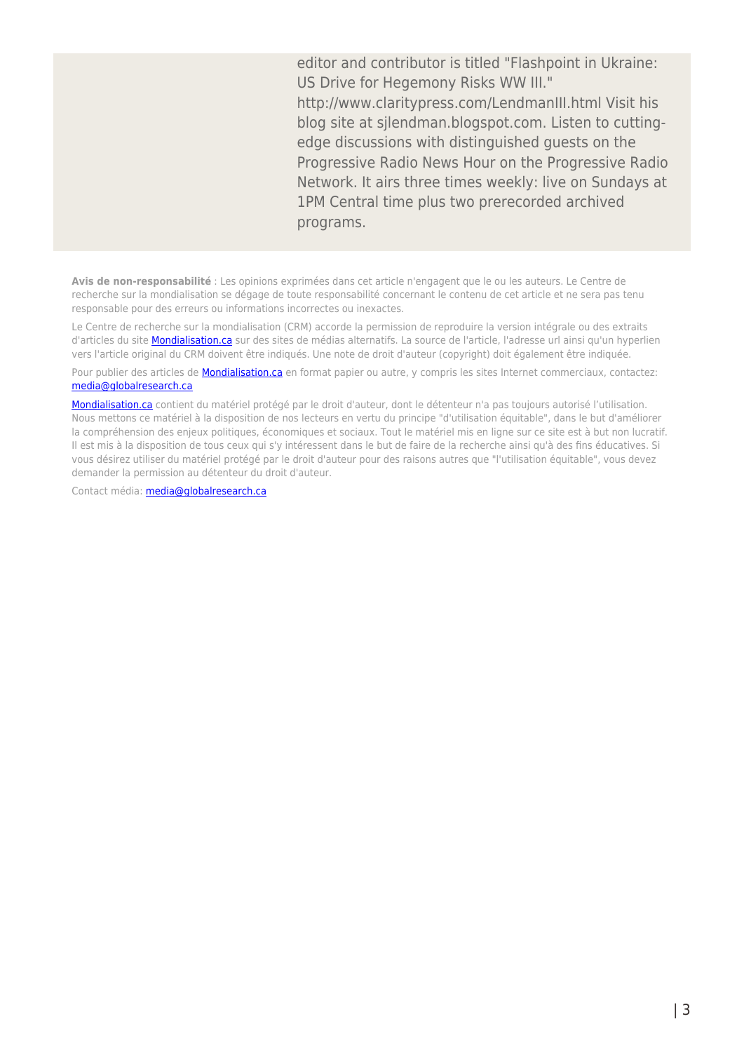editor and contributor is titled "Flashpoint in Ukraine: US Drive for Hegemony Risks WW III." http://www.claritypress.com/LendmanIII.html Visit his blog site at sjlendman.blogspot.com. Listen to cutting-edge discussions with distinguished guests on the Progressive Radio News Hour on the Progressive Radio Network. It airs three times weekly: live on Sundays at 1PM Central time plus two prerecorded archived programs.

**Avis de non-responsabilité** : Les opinions exprimées dans cet article n'engagent que le ou les auteurs. Le Centre de recherche sur la mondialisation se dégage de toute responsabilité concernant le contenu de cet article et ne sera pas tenu responsable pour des erreurs ou informations incorrectes ou inexactes.

Le Centre de recherche sur la mondialisation (CRM) accorde la permission de reproduire la version intégrale ou des extraits d'articles du site Mondialisation.ca sur des sites de médias alternatifs. La source de l'article, l'adresse url ainsi qu'un hyperlien vers l'article original du CRM doivent être indiqués. Une note de droit d'auteur (copyright) doit également être indiquée.

Pour publier des articles de Mondialisation.ca en format papier ou autre, y compris les sites Internet commerciaux, contactez: media@globalresearch.ca

Mondialisation.ca contient du matériel protégé par le droit d'auteur, dont le détenteur n'a pas toujours autorisé l'utilisation. Nous mettons ce matériel à la disposition de nos lecteurs en vertu du principe "d'utilisation équitable", dans le but d'améliorer la compréhension des enjeux politiques, économiques et sociaux. Tout le matériel mis en ligne sur ce site est à but non lucratif. Il est mis à la disposition de tous ceux qui s'y intéressent dans le but de faire de la recherche ainsi qu'à des fins éducatives. Si vous désirez utiliser du matériel protégé par le droit d'auteur pour des raisons autres que "l'utilisation équitable", vous devez demander la permission au détenteur du droit d'auteur.

Contact média: media@globalresearch.ca